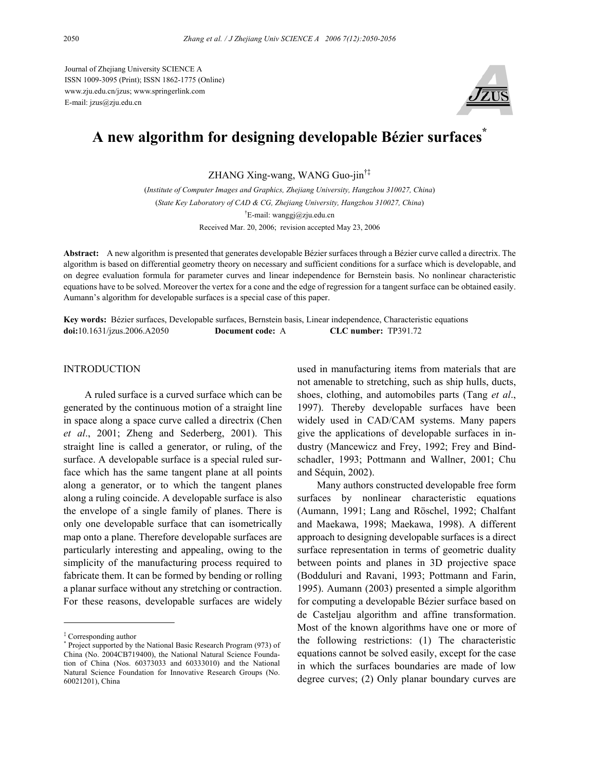Journal of Zhejiang University SCIENCE A
ISSN 1009-3095 (Print); ISSN 1862-1775 (Online)
www.zju.edu.cn/jzus; www.springerlink.com
E-mail: jzus@zju.edu.cn

# A new algorithm for designing developable Bézier surfaces*

ZHANG Xing-wang, WANG Guo-jin†‡

(*Institute of Computer Images and Graphics, Zhejiang University, Hangzhou 310027, China*)
(*State Key Laboratory of CAD & CG, Zhejiang University, Hangzhou 310027, China*)
†E-mail: wanggj@zju.edu.cn
Received Mar. 20, 2006; revision accepted May 23, 2006

**Abstract:** A new algorithm is presented that generates developable Bézier surfaces through a Bézier curve called a directrix. The algorithm is based on differential geometry theory on necessary and sufficient conditions for a surface which is developable, and on degree evaluation formula for parameter curves and linear independence for Bernstein basis. No nonlinear characteristic equations have to be solved. Moreover the vertex for a cone and the edge of regression for a tangent surface can be obtained easily. Aumann's algorithm for developable surfaces is a special case of this paper.

**Key words:** Bézier surfaces, Developable surfaces, Bernstein basis, Linear independence, Characteristic equations
**doi:**10.1631/jzus.2006.A2050 **Document code:** A **CLC number:** TP391.72

## INTRODUCTION

A ruled surface is a curved surface which can be generated by the continuous motion of a straight line in space along a space curve called a directrix (Chen *et al*., 2001; Zheng and Sederberg, 2001). This straight line is called a generator, or ruling, of the surface. A developable surface is a special ruled surface which has the same tangent plane at all points along a generator, or to which the tangent planes along a ruling coincide. A developable surface is also the envelope of a single family of planes. There is only one developable surface that can isometrically map onto a plane. Therefore developable surfaces are particularly interesting and appealing, owing to the simplicity of the manufacturing process required to fabricate them. It can be formed by bending or rolling a planar surface without any stretching or contraction. For these reasons, developable surfaces are widely used in manufacturing items from materials that are not amenable to stretching, such as ship hulls, ducts, shoes, clothing, and automobiles parts (Tang *et al*., 1997). Thereby developable surfaces have been widely used in CAD/CAM systems. Many papers give the applications of developable surfaces in industry (Mancewicz and Frey, 1992; Frey and Bindschadler, 1993; Pottmann and Wallner, 2001; Chu and Séquin, 2002).

Many authors constructed developable free form surfaces by nonlinear characteristic equations (Aumann, 1991; Lang and Röschel, 1992; Chalfant and Maekawa, 1998; Maekawa, 1998). A different approach to designing developable surfaces is a direct surface representation in terms of geometric duality between points and planes in 3D projective space (Bodduluri and Ravani, 1993; Pottmann and Farin, 1995). Aumann (2003) presented a simple algorithm for computing a developable Bézier surface based on de Casteljau algorithm and affine transformation. Most of the known algorithms have one or more of the following restrictions: (1) The characteristic equations cannot be solved easily, except for the case in which the surfaces boundaries are made of low degree curves; (2) Only planar boundary curves are

‡ Corresponding author
\* Project supported by the National Basic Research Program (973) of China (No. 2004CB719400), the National Natural Science Foundation of China (Nos. 60373033 and 60333010) and the National Natural Science Foundation for Innovative Research Groups (No. 60021201), China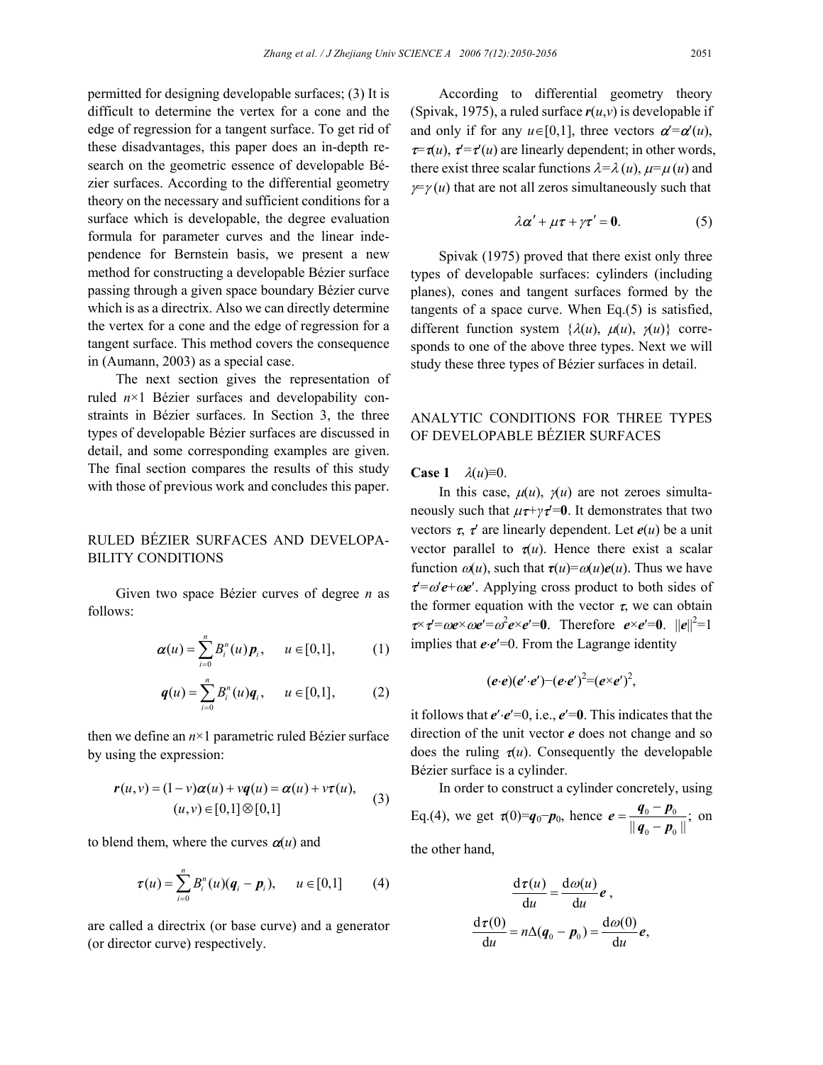permitted for designing developable surfaces; (3) It is difficult to determine the vertex for a cone and the edge of regression for a tangent surface. To get rid of these disadvantages, this paper does an in-depth research on the geometric essence of developable Bézier surfaces. According to the differential geometry theory on the necessary and sufficient conditions for a surface which is developable, the degree evaluation formula for parameter curves and the linear independence for Bernstein basis, we present a new method for constructing a developable Bézier surface passing through a given space boundary Bézier curve which is as a directrix. Also we can directly determine the vertex for a cone and the edge of regression for a tangent surface. This method covers the consequence in (Aumann, 2003) as a special case.

The next section gives the representation of ruled $n$×1 Bézier surfaces and developability constraints in Bézier surfaces. In Section 3, the three types of developable Bézier surfaces are discussed in detail, and some corresponding examples are given. The final section compares the results of this study with those of previous work and concludes this paper.

## RULED BÉZIER SURFACES AND DEVELOPABILITY CONDITIONS

Given two space Bézier curves of degree $n$ as follows:

$$\boldsymbol{\alpha}(u)=\sum_{i=0}^{n} B_i^n(u)\boldsymbol{p}_i, \quad u\in[0,1], \tag{1}$$

$$\boldsymbol{q}(u)=\sum_{i=0}^{n} B_i^n(u)\boldsymbol{q}_i, \quad u\in[0,1], \tag{2}$$

then we define an $n$×1 parametric ruled Bézier surface by using the expression:

$$\boldsymbol{r}(u,v)=(1-v)\boldsymbol{\alpha}(u)+v\boldsymbol{q}(u)=\boldsymbol{\alpha}(u)+v\boldsymbol{\tau}(u), \quad (u,v)\in[0,1]\otimes[0,1] \tag{3}$$

to blend them, where the curves $\boldsymbol{\alpha}(u)$ and

$$\boldsymbol{\tau}(u)=\sum_{i=0}^{n} B_i^n(u)(\boldsymbol{q}_i-\boldsymbol{p}_i), \quad u\in[0,1] \tag{4}$$

are called a directrix (or base curve) and a generator (or director curve) respectively.

According to differential geometry theory (Spivak, 1975), a ruled surface $\boldsymbol{r}(u,v)$ is developable if and only if for any $u\in[0,1]$, three vectors $\boldsymbol{\alpha}'=\boldsymbol{\alpha}'(u)$, $\boldsymbol{\tau}=\boldsymbol{\tau}(u)$, $\boldsymbol{\tau}'=\boldsymbol{\tau}'(u)$ are linearly dependent; in other words, there exist three scalar functions $\lambda=\lambda(u)$, $\mu=\mu(u)$ and $\gamma=\gamma(u)$ that are not all zeros simultaneously such that

$$\lambda\boldsymbol{\alpha}'+\mu\boldsymbol{\tau}+\gamma\boldsymbol{\tau}'=\boldsymbol{0}. \tag{5}$$

Spivak (1975) proved that there exist only three types of developable surfaces: cylinders (including planes), cones and tangent surfaces formed by the tangents of a space curve. When Eq.(5) is satisfied, different function system $\{\lambda(u), \mu(u), \gamma(u)\}$ corresponds to one of the above three types. Next we will study these three types of Bézier surfaces in detail.

## ANALYTIC CONDITIONS FOR THREE TYPES OF DEVELOPABLE BÉZIER SURFACES

**Case 1** $\lambda(u)\equiv 0$.

In this case, $\mu(u)$, $\gamma(u)$ are not zeroes simultaneously such that $\mu\boldsymbol{\tau}+\gamma\boldsymbol{\tau}'=\boldsymbol{0}$. It demonstrates that two vectors $\boldsymbol{\tau}$, $\boldsymbol{\tau}'$ are linearly dependent. Let $\boldsymbol{e}(u)$ be a unit vector parallel to $\boldsymbol{\tau}(u)$. Hence there exist a scalar function $\omega(u)$, such that $\boldsymbol{\tau}(u)=\omega(u)\boldsymbol{e}(u)$. Thus we have $\boldsymbol{\tau}'=\omega'\boldsymbol{e}+\omega\boldsymbol{e}'$. Applying cross product to both sides of the former equation with the vector $\boldsymbol{\tau}$, we can obtain $\boldsymbol{\tau}\times\boldsymbol{\tau}'=\omega\boldsymbol{e}\times\omega\boldsymbol{e}'=\omega^2\boldsymbol{e}\times\boldsymbol{e}'=\boldsymbol{0}$. Therefore $\boldsymbol{e}\times\boldsymbol{e}'=\boldsymbol{0}$. $\|\boldsymbol{e}\|^2=1$ implies that $\boldsymbol{e}\cdot\boldsymbol{e}'=0$. From the Lagrange identity

$$(\boldsymbol{e}\cdot\boldsymbol{e})(\boldsymbol{e}'\cdot\boldsymbol{e}')-(\boldsymbol{e}\cdot\boldsymbol{e}')^2=(\boldsymbol{e}\times\boldsymbol{e}')^2,$$

it follows that $\boldsymbol{e}'\cdot\boldsymbol{e}'=0$, i.e., $\boldsymbol{e}'=\boldsymbol{0}$. This indicates that the direction of the unit vector $\boldsymbol{e}$ does not change and so does the ruling $\boldsymbol{\tau}(u)$. Consequently the developable Bézier surface is a cylinder.

In order to construct a cylinder concretely, using Eq.(4), we get $\boldsymbol{\tau}(0)=\boldsymbol{q}_0-\boldsymbol{p}_0$, hence $\boldsymbol{e}=\dfrac{\boldsymbol{q}_0-\boldsymbol{p}_0}{\|\boldsymbol{q}_0-\boldsymbol{p}_0\|}$; on the other hand,

$$\frac{\mathrm{d}\boldsymbol{\tau}(u)}{\mathrm{d}u}=\frac{\mathrm{d}\omega(u)}{\mathrm{d}u}\boldsymbol{e},$$

$$\frac{\mathrm{d}\boldsymbol{\tau}(0)}{\mathrm{d}u}=n\Delta(\boldsymbol{q}_0-\boldsymbol{p}_0)=\frac{\mathrm{d}\omega(0)}{\mathrm{d}u}\boldsymbol{e},$$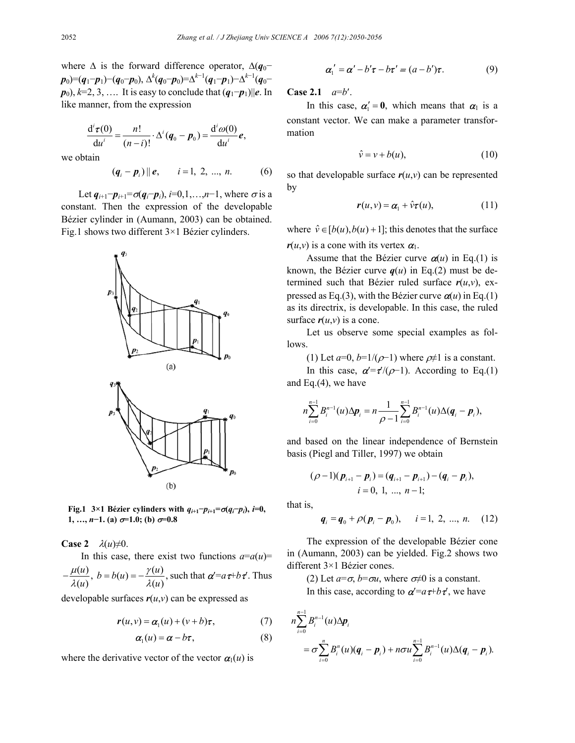where $\Delta$ is the forward difference operator, $\Delta(\boldsymbol{q}_0-\boldsymbol{p}_0)=(\boldsymbol{q}_1-\boldsymbol{p}_1)-(\boldsymbol{q}_0-\boldsymbol{p}_0)$, $\Delta^k(\boldsymbol{q}_0-\boldsymbol{p}_0)=\Delta^{k-1}(\boldsymbol{q}_1-\boldsymbol{p}_1)-\Delta^{k-1}(\boldsymbol{q}_0-\boldsymbol{p}_0)$, $k=2, 3, \ldots$. It is easy to conclude that $(\boldsymbol{q}_1-\boldsymbol{p}_1)\|\boldsymbol{e}$. In like manner, from the expression

$$\frac{\mathrm{d}^i\boldsymbol{\tau}(0)}{\mathrm{d}u^i}=\frac{n!}{(n-i)!}\cdot\Delta^i(\boldsymbol{q}_0-\boldsymbol{p}_0)=\frac{\mathrm{d}^i\omega(0)}{\mathrm{d}u^i}\boldsymbol{e},$$

we obtain

$$(\boldsymbol{q}_i-\boldsymbol{p}_i)\,\|\,\boldsymbol{e},\qquad i=1,\ 2,\ \ldots,\ n. \tag{6}$$

Let $\boldsymbol{q}_{i+1}-\boldsymbol{p}_{i+1}=\sigma(\boldsymbol{q}_i-\boldsymbol{p}_i)$, $i=0,1,\ldots,n-1$, where $\sigma$ is a constant. Then the expression of the developable Bézier cylinder in (Aumann, 2003) can be obtained. Fig.1 shows two different 3×1 Bézier cylinders.

**Fig.1 3×1 Bézier cylinders with $\boldsymbol{q}_{i+1}-\boldsymbol{p}_{i+1}=\sigma(\boldsymbol{q}_i-\boldsymbol{p}_i)$, $i=0, 1, \ldots, n-1$. (a) $\sigma=1.0$; (b) $\sigma=0.8$**

**Case 2** $\lambda(u)\neq 0$.

In this case, there exist two functions $a=a(u)=-\dfrac{\mu(u)}{\lambda(u)}$, $b=b(u)=-\dfrac{\gamma(u)}{\lambda(u)}$, such that $\boldsymbol{\alpha}'=a\boldsymbol{\tau}+b\boldsymbol{\tau}'$. Thus developable surfaces $\boldsymbol{r}(u,v)$ can be expressed as

$$\boldsymbol{r}(u,v)=\boldsymbol{\alpha}_1(u)+(v+b)\boldsymbol{\tau}, \tag{7}$$

$$\boldsymbol{\alpha}_1(u)=\boldsymbol{\alpha}-b\boldsymbol{\tau}, \tag{8}$$

where the derivative vector of the vector $\boldsymbol{\alpha}_1(u)$ is

$$\boldsymbol{\alpha}_1'=\boldsymbol{\alpha}'-b'\boldsymbol{\tau}-b\boldsymbol{\tau}'=(a-b')\boldsymbol{\tau}. \tag{9}$$

**Case 2.1** $a=b'$.

In this case, $\boldsymbol{\alpha}_1'=\boldsymbol{0}$, which means that $\boldsymbol{\alpha}_1$ is a constant vector. We can make a parameter transformation

$$\hat{v}=v+b(u), \tag{10}$$

so that developable surface $\boldsymbol{r}(u,v)$ can be represented by

$$\boldsymbol{r}(u,v)=\boldsymbol{\alpha}_1+\hat{v}\boldsymbol{\tau}(u), \tag{11}$$

where $\hat{v}\in[b(u),b(u)+1]$; this denotes that the surface $\boldsymbol{r}(u,v)$ is a cone with its vertex $\boldsymbol{\alpha}_1$.

Assume that the Bézier curve $\boldsymbol{\alpha}(u)$ in Eq.(1) is known, the Bézier curve $\boldsymbol{q}(u)$ in Eq.(2) must be determined such that Bézier ruled surface $\boldsymbol{r}(u,v)$, expressed as Eq.(3), with the Bézier curve $\boldsymbol{\alpha}(u)$ in Eq.(1) as its directrix, is developable. In this case, the ruled surface $\boldsymbol{r}(u,v)$ is a cone.

Let us observe some special examples as follows.

(1) Let $a=0$, $b=1/(\rho-1)$ where $\rho\neq 1$ is a constant.

In this case, $\boldsymbol{\alpha}'=\boldsymbol{\tau}'/(\rho-1)$. According to Eq.(1) and Eq.(4), we have

$$n\sum_{i=0}^{n-1}B_i^{n-1}(u)\Delta\boldsymbol{p}_i=n\frac{1}{\rho-1}\sum_{i=0}^{n-1}B_i^{n-1}(u)\Delta(\boldsymbol{q}_i-\boldsymbol{p}_i),$$

and based on the linear independence of Bernstein basis (Piegl and Tiller, 1997) we obtain

$$(\rho-1)(\boldsymbol{p}_{i+1}-\boldsymbol{p}_i)=(\boldsymbol{q}_{i+1}-\boldsymbol{p}_{i+1})-(\boldsymbol{q}_i-\boldsymbol{p}_i),\quad i=0,\ 1,\ \ldots,\ n-1;$$

that is,

$$\boldsymbol{q}_i=\boldsymbol{q}_0+\rho(\boldsymbol{p}_i-\boldsymbol{p}_0),\quad i=1,\ 2,\ \ldots,\ n. \tag{12}$$

The expression of the developable Bézier cone in (Aumann, 2003) can be yielded. Fig.2 shows two different 3×1 Bézier cones.

(2) Let $a=\sigma$, $b=\sigma u$, where $\sigma\neq 0$ is a constant.

In this case, according to $\boldsymbol{\alpha}'=a\boldsymbol{\tau}+b\boldsymbol{\tau}'$, we have

$$n\sum_{i=0}^{n-1}B_i^{n-1}(u)\Delta\boldsymbol{p}_i=\sigma\sum_{i=0}^{n}B_i^{n}(u)(\boldsymbol{q}_i-\boldsymbol{p}_i)+n\sigma u\sum_{i=0}^{n-1}B_i^{n-1}(u)\Delta(\boldsymbol{q}_i-\boldsymbol{p}_i).$$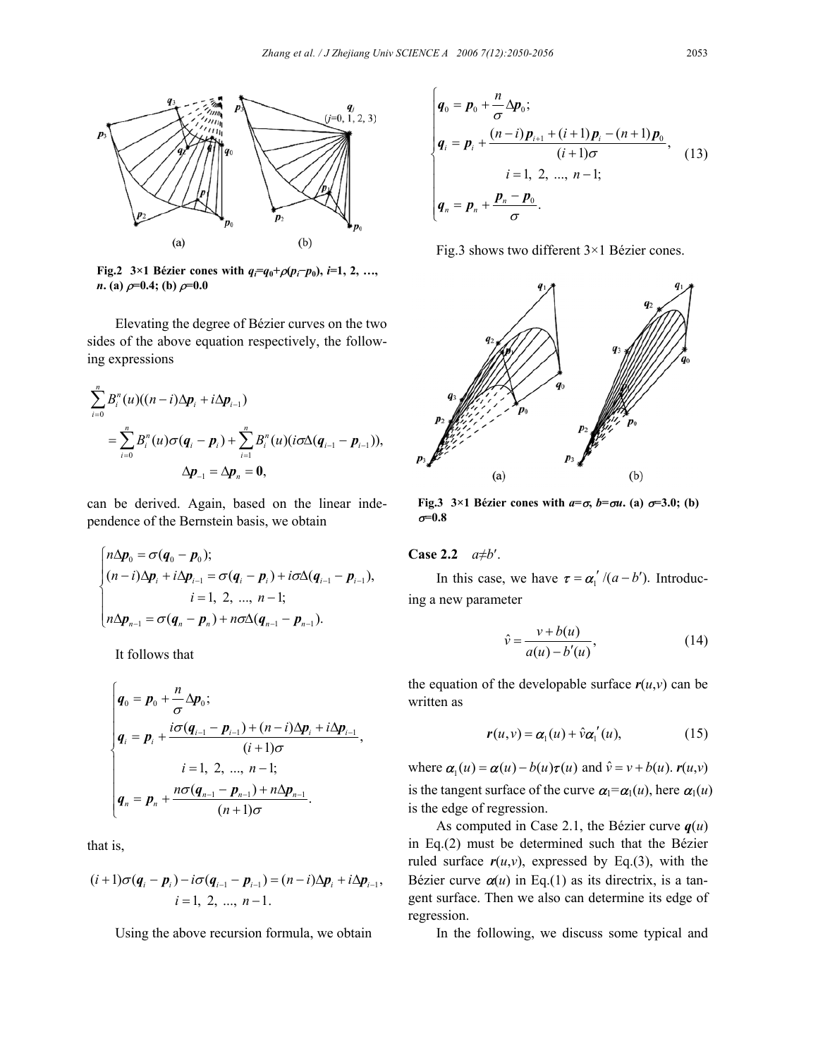Fig.2 3×1 Bézier cones with $q_i=q_0+\rho(p_i-p_0)$, $i=1, 2, \ldots, n$. (a) $\rho=0.4$; (b) $\rho=0.0$

Elevating the degree of Bézier curves on the two sides of the above equation respectively, the following expressions

$$\sum_{i=0}^{n} B_i^n(u)((n-i)\Delta \boldsymbol{p}_i + i\Delta \boldsymbol{p}_{i-1}) = \sum_{i=0}^{n} B_i^n(u)\sigma(\boldsymbol{q}_i - \boldsymbol{p}_i) + \sum_{i=1}^{n} B_i^n(u)(i\sigma\Delta(\boldsymbol{q}_{i-1} - \boldsymbol{p}_{i-1})),$$
$$\Delta \boldsymbol{p}_{-1} = \Delta \boldsymbol{p}_n = \boldsymbol{0},$$

can be derived. Again, based on the linear independence of the Bernstein basis, we obtain

$$\begin{cases} n\Delta \boldsymbol{p}_0 = \sigma(\boldsymbol{q}_0 - \boldsymbol{p}_0); \\ (n-i)\Delta \boldsymbol{p}_i + i\Delta \boldsymbol{p}_{i-1} = \sigma(\boldsymbol{q}_i - \boldsymbol{p}_i) + i\sigma\Delta(\boldsymbol{q}_{i-1} - \boldsymbol{p}_{i-1}), \\ \qquad i = 1, 2, \ldots, n-1; \\ n\Delta \boldsymbol{p}_{n-1} = \sigma(\boldsymbol{q}_n - \boldsymbol{p}_n) + n\sigma\Delta(\boldsymbol{q}_{n-1} - \boldsymbol{p}_{n-1}). \end{cases}$$

It follows that

$$\begin{cases} \boldsymbol{q}_0 = \boldsymbol{p}_0 + \dfrac{n}{\sigma}\Delta \boldsymbol{p}_0; \\ \boldsymbol{q}_i = \boldsymbol{p}_i + \dfrac{i\sigma(\boldsymbol{q}_{i-1} - \boldsymbol{p}_{i-1}) + (n-i)\Delta \boldsymbol{p}_i + i\Delta \boldsymbol{p}_{i-1}}{(i+1)\sigma}, \\ \qquad i = 1, 2, \ldots, n-1; \\ \boldsymbol{q}_n = \boldsymbol{p}_n + \dfrac{n\sigma(\boldsymbol{q}_{n-1} - \boldsymbol{p}_{n-1}) + n\Delta \boldsymbol{p}_{n-1}}{(n+1)\sigma}. \end{cases}$$

that is,

$$(i+1)\sigma(\boldsymbol{q}_i - \boldsymbol{p}_i) - i\sigma(\boldsymbol{q}_{i-1} - \boldsymbol{p}_{i-1}) = (n-i)\Delta \boldsymbol{p}_i + i\Delta \boldsymbol{p}_{i-1},$$
$$i = 1, 2, \ldots, n-1.$$

Using the above recursion formula, we obtain

$$\begin{cases} \boldsymbol{q}_0 = \boldsymbol{p}_0 + \dfrac{n}{\sigma}\Delta \boldsymbol{p}_0; \\ \boldsymbol{q}_i = \boldsymbol{p}_i + \dfrac{(n-i)\boldsymbol{p}_{i+1} + (i+1)\boldsymbol{p}_i - (n+1)\boldsymbol{p}_0}{(i+1)\sigma}, \\ \qquad i = 1, 2, \ldots, n-1; \\ \boldsymbol{q}_n = \boldsymbol{p}_n + \dfrac{\boldsymbol{p}_n - \boldsymbol{p}_0}{\sigma}. \end{cases} \tag{13}$$

Fig.3 shows two different 3×1 Bézier cones.

Fig.3 3×1 Bézier cones with $a=\sigma$, $b=\sigma u$. (a) $\sigma=3.0$; (b) $\sigma=0.8$

**Case 2.2** $a \neq b'$.

In this case, we have $\tau = \alpha_1' / (a - b')$. Introducing a new parameter

$$\hat{v} = \frac{v + b(u)}{a(u) - b'(u)}, \tag{14}$$

the equation of the developable surface $\boldsymbol{r}(u,v)$ can be written as

$$\boldsymbol{r}(u,v) = \boldsymbol{\alpha}_1(u) + \hat{v}\boldsymbol{\alpha}_1'(u), \tag{15}$$

where $\boldsymbol{\alpha}_1(u) = \boldsymbol{\alpha}(u) - b(u)\boldsymbol{\tau}(u)$ and $\hat{v} = v + b(u)$. $\boldsymbol{r}(u,v)$ is the tangent surface of the curve $\boldsymbol{\alpha}_1 = \boldsymbol{\alpha}_1(u)$, here $\boldsymbol{\alpha}_1(u)$ is the edge of regression.

As computed in Case 2.1, the Bézier curve $\boldsymbol{q}(u)$ in Eq.(2) must be determined such that the Bézier ruled surface $\boldsymbol{r}(u,v)$, expressed by Eq.(3), with the Bézier curve $\boldsymbol{\alpha}(u)$ in Eq.(1) as its directrix, is a tangent surface. Then we also can determine its edge of regression.

In the following, we discuss some typical and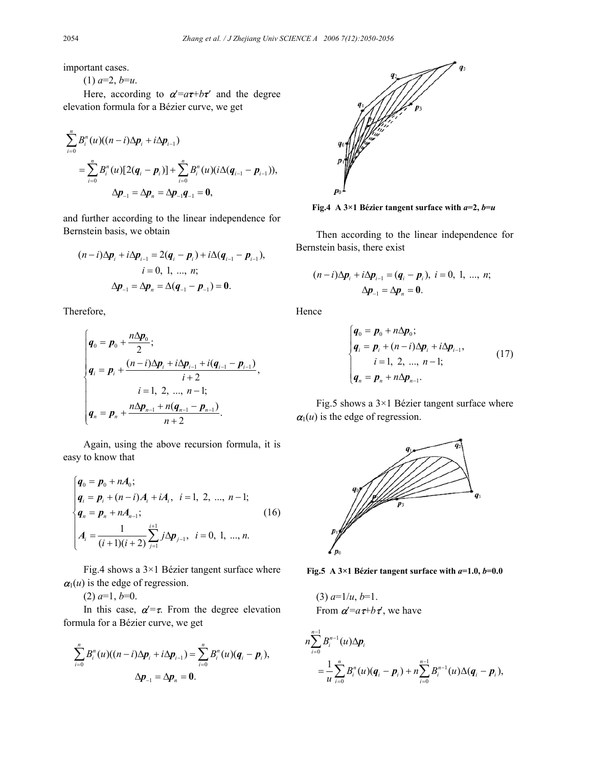important cases.

(1) $a$=2, $b$=$u$.

Here, according to $\alpha'=a\boldsymbol{\tau}+b\boldsymbol{\tau}'$ and the degree elevation formula for a Bézier curve, we get

$$\sum_{i=0}^{n} B_i^n(u)((n-i)\Delta\boldsymbol{p}_i + i\Delta\boldsymbol{p}_{i-1}) = \sum_{i=0}^{n} B_i^n(u)[2(\boldsymbol{q}_i - \boldsymbol{p}_i)] + \sum_{i=0}^{n} B_i^n(u)(i\Delta(\boldsymbol{q}_{i-1} - \boldsymbol{p}_{i-1})),$$

$$\Delta\boldsymbol{p}_{-1} = \Delta\boldsymbol{p}_n = \Delta\boldsymbol{p}_{-1}\boldsymbol{q}_{-1} = \boldsymbol{0},$$

and further according to the linear independence for Bernstein basis, we obtain

$$(n-i)\Delta\boldsymbol{p}_i + i\Delta\boldsymbol{p}_{i-1} = 2(\boldsymbol{q}_i - \boldsymbol{p}_i) + i\Delta(\boldsymbol{q}_{i-1} - \boldsymbol{p}_{i-1}),$$
$$i = 0,\ 1,\ ...,\ n;$$
$$\Delta\boldsymbol{p}_{-1} = \Delta\boldsymbol{p}_n = \Delta(\boldsymbol{q}_{-1} - \boldsymbol{p}_{-1}) = \boldsymbol{0}.$$

Therefore,

$$\begin{cases} \boldsymbol{q}_0 = \boldsymbol{p}_0 + \dfrac{n\Delta\boldsymbol{p}_0}{2}; \\ \boldsymbol{q}_i = \boldsymbol{p}_i + \dfrac{(n-i)\Delta\boldsymbol{p}_i + i\Delta\boldsymbol{p}_{i-1} + i(\boldsymbol{q}_{i-1} - \boldsymbol{p}_{i-1})}{i+2}, \\ \qquad i = 1,\ 2,\ ...,\ n-1; \\ \boldsymbol{q}_n = \boldsymbol{p}_n + \dfrac{n\Delta\boldsymbol{p}_{n-1} + n(\boldsymbol{q}_{n-1} - \boldsymbol{p}_{n-1})}{n+2}. \end{cases}$$

Again, using the above recursion formula, it is easy to know that

$$\begin{cases} \boldsymbol{q}_0 = \boldsymbol{p}_0 + n\boldsymbol{A}_0; \\ \boldsymbol{q}_i = \boldsymbol{p}_i + (n-i)\boldsymbol{A}_i + i\boldsymbol{A}_i,\ \ i = 1,\ 2,\ ...,\ n-1; \\ \boldsymbol{q}_n = \boldsymbol{p}_n + n\boldsymbol{A}_{n-1}; \\ \boldsymbol{A}_i = \dfrac{1}{(i+1)(i+2)}\displaystyle\sum_{j=1}^{i+1} j\Delta\boldsymbol{p}_{j-1},\ \ i = 0,\ 1,\ ...,\ n. \end{cases} \tag{16}$$

Fig.4 shows a 3×1 Bézier tangent surface where $\alpha_1(u)$ is the edge of regression.

(2) $a$=1, $b$=0.

In this case, $\alpha'=\boldsymbol{\tau}$. From the degree elevation formula for a Bézier curve, we get

$$\sum_{i=0}^{n} B_i^n(u)((n-i)\Delta\boldsymbol{p}_i + i\Delta\boldsymbol{p}_{i-1}) = \sum_{i=0}^{n} B_i^n(u)(\boldsymbol{q}_i - \boldsymbol{p}_i),$$
$$\Delta\boldsymbol{p}_{-1} = \Delta\boldsymbol{p}_n = \boldsymbol{0}.$$

**Fig.4 A 3×1 Bézier tangent surface with $a$=2, $b$=$u$**

Then according to the linear independence for Bernstein basis, there exist

$$(n-i)\Delta\boldsymbol{p}_i + i\Delta\boldsymbol{p}_{i-1} = (\boldsymbol{q}_i - \boldsymbol{p}_i),\ i = 0,\ 1,\ ...,\ n;$$
$$\Delta\boldsymbol{p}_{-1} = \Delta\boldsymbol{p}_n = \boldsymbol{0}.$$

Hence

$$\begin{cases} \boldsymbol{q}_0 = \boldsymbol{p}_0 + n\Delta\boldsymbol{p}_0; \\ \boldsymbol{q}_i = \boldsymbol{p}_i + (n-i)\Delta\boldsymbol{p}_i + i\Delta\boldsymbol{p}_{i-1}, \\ \qquad i = 1,\ 2,\ ...,\ n-1; \\ \boldsymbol{q}_n = \boldsymbol{p}_n + n\Delta\boldsymbol{p}_{n-1}. \end{cases} \tag{17}$$

Fig.5 shows a 3×1 Bézier tangent surface where $\alpha_1(u)$ is the edge of regression.

**Fig.5 A 3×1 Bézier tangent surface with $a$=1.0, $b$=0.0**

(3) $a$=1/$u$, $b$=1.

From $\alpha'=a\boldsymbol{\tau}+b\boldsymbol{\tau}'$, we have

$$n\sum_{i=0}^{n-1} B_i^{n-1}(u)\Delta\boldsymbol{p}_i = \frac{1}{u}\sum_{i=0}^{n} B_i^n(u)(\boldsymbol{q}_i - \boldsymbol{p}_i) + n\sum_{i=0}^{n-1} B_i^{n-1}(u)\Delta(\boldsymbol{q}_i - \boldsymbol{p}_i),$$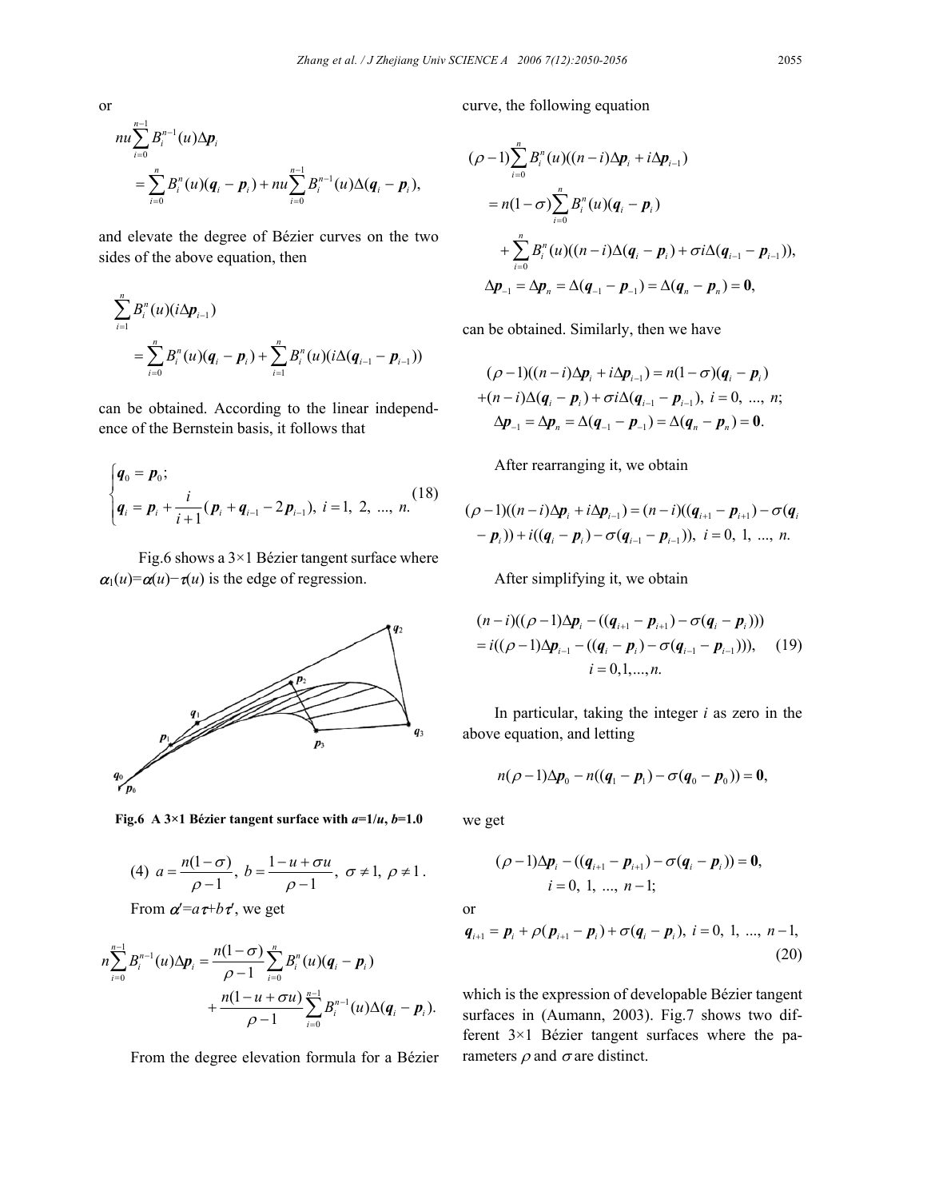or

$$nu\sum_{i=0}^{n-1} B_i^{n-1}(u)\Delta \boldsymbol{p}_i = \sum_{i=0}^{n} B_i^n(u)(\boldsymbol{q}_i - \boldsymbol{p}_i) + nu\sum_{i=0}^{n-1} B_i^{n-1}(u)\Delta(\boldsymbol{q}_i - \boldsymbol{p}_i),$$

and elevate the degree of Bézier curves on the two sides of the above equation, then

$$\sum_{i=1}^{n} B_i^n(u)(i\Delta \boldsymbol{p}_{i-1}) = \sum_{i=0}^{n} B_i^n(u)(\boldsymbol{q}_i - \boldsymbol{p}_i) + \sum_{i=1}^{n} B_i^n(u)(i\Delta(\boldsymbol{q}_{i-1} - \boldsymbol{p}_{i-1}))$$

can be obtained. According to the linear independence of the Bernstein basis, it follows that

$$\begin{cases} \boldsymbol{q}_0 = \boldsymbol{p}_0; \\ \boldsymbol{q}_i = \boldsymbol{p}_i + \dfrac{i}{i+1}(\boldsymbol{p}_i + \boldsymbol{q}_{i-1} - 2\boldsymbol{p}_{i-1}),\ i = 1,\ 2,\ ...,\ n. \end{cases} \tag{18}$$

Fig.6 shows a 3×1 Bézier tangent surface where $\alpha_1(u)=\alpha(u)-\tau(u)$ is the edge of regression.

**Fig.6 A 3×1 Bézier tangent surface with $a$=1/$u$, $b$=1.0**

(4) $a = \dfrac{n(1-\sigma)}{\rho - 1},\ b = \dfrac{1-u+\sigma u}{\rho-1},\ \sigma \neq 1,\ \rho \neq 1$.

From $\alpha' = a\tau + b\tau'$, we get

$$n\sum_{i=0}^{n-1} B_i^{n-1}(u)\Delta \boldsymbol{p}_i = \frac{n(1-\sigma)}{\rho-1}\sum_{i=0}^{n} B_i^n(u)(\boldsymbol{q}_i - \boldsymbol{p}_i) + \frac{n(1-u+\sigma u)}{\rho - 1}\sum_{i=0}^{n-1} B_i^{n-1}(u)\Delta(\boldsymbol{q}_i - \boldsymbol{p}_i).$$

From the degree elevation formula for a Bézier curve, the following equation

$$(\rho-1)\sum_{i=0}^{n} B_i^n(u)((n-i)\Delta\boldsymbol{p}_i + i\Delta\boldsymbol{p}_{i-1}) = n(1-\sigma)\sum_{i=0}^{n} B_i^n(u)(\boldsymbol{q}_i - \boldsymbol{p}_i) + \sum_{i=0}^{n} B_i^n(u)((n-i)\Delta(\boldsymbol{q}_i - \boldsymbol{p}_i) + \sigma i\Delta(\boldsymbol{q}_{i-1} - \boldsymbol{p}_{i-1})),$$

$$\Delta\boldsymbol{p}_{-1} = \Delta\boldsymbol{p}_n = \Delta(\boldsymbol{q}_{-1} - \boldsymbol{p}_{-1}) = \Delta(\boldsymbol{q}_n - \boldsymbol{p}_n) = \boldsymbol{0},$$

can be obtained. Similarly, then we have

$$(\rho-1)((n-i)\Delta\boldsymbol{p}_i + i\Delta\boldsymbol{p}_{i-1}) = n(1-\sigma)(\boldsymbol{q}_i - \boldsymbol{p}_i) + (n-i)\Delta(\boldsymbol{q}_i - \boldsymbol{p}_i) + \sigma i\Delta(\boldsymbol{q}_{i-1} - \boldsymbol{p}_{i-1}),\ i = 0,\ ...,\ n;$$

$$\Delta\boldsymbol{p}_{-1} = \Delta\boldsymbol{p}_n = \Delta(\boldsymbol{q}_{-1} - \boldsymbol{p}_{-1}) = \Delta(\boldsymbol{q}_n - \boldsymbol{p}_n) = \boldsymbol{0}.$$

After rearranging it, we obtain

$$(\rho-1)((n-i)\Delta\boldsymbol{p}_i + i\Delta\boldsymbol{p}_{i-1}) = (n-i)((\boldsymbol{q}_{i+1} - \boldsymbol{p}_{i+1}) - \sigma(\boldsymbol{q}_i - \boldsymbol{p}_i)) + i((\boldsymbol{q}_i - \boldsymbol{p}_i) - \sigma(\boldsymbol{q}_{i-1} - \boldsymbol{p}_{i-1})),\ i = 0,\ 1,\ ...,\ n.$$

After simplifying it, we obtain

$$(n-i)((\rho-1)\Delta\boldsymbol{p}_i - ((\boldsymbol{q}_{i+1} - \boldsymbol{p}_{i+1}) - \sigma(\boldsymbol{q}_i - \boldsymbol{p}_i))) = i((\rho-1)\Delta\boldsymbol{p}_{i-1} - ((\boldsymbol{q}_i - \boldsymbol{p}_i) - \sigma(\boldsymbol{q}_{i-1} - \boldsymbol{p}_{i-1}))),\quad i = 0,1,...,n. \tag{19}$$

In particular, taking the integer $i$ as zero in the above equation, and letting

$$n(\rho-1)\Delta\boldsymbol{p}_0 - n((\boldsymbol{q}_1 - \boldsymbol{p}_1) - \sigma(\boldsymbol{q}_0 - \boldsymbol{p}_0)) = \boldsymbol{0},$$

we get

$$(\rho-1)\Delta\boldsymbol{p}_i - ((\boldsymbol{q}_{i+1} - \boldsymbol{p}_{i+1}) - \sigma(\boldsymbol{q}_i - \boldsymbol{p}_i)) = \boldsymbol{0},\quad i = 0,\ 1,\ ...,\ n-1;$$

or

$$\boldsymbol{q}_{i+1} = \boldsymbol{p}_i + \rho(\boldsymbol{p}_{i+1} - \boldsymbol{p}_i) + \sigma(\boldsymbol{q}_i - \boldsymbol{p}_i),\ i = 0,\ 1,\ ...,\ n-1, \tag{20}$$

which is the expression of developable Bézier tangent surfaces in (Aumann, 2003). Fig.7 shows two different 3×1 Bézier tangent surfaces where the parameters $\rho$ and $\sigma$ are distinct.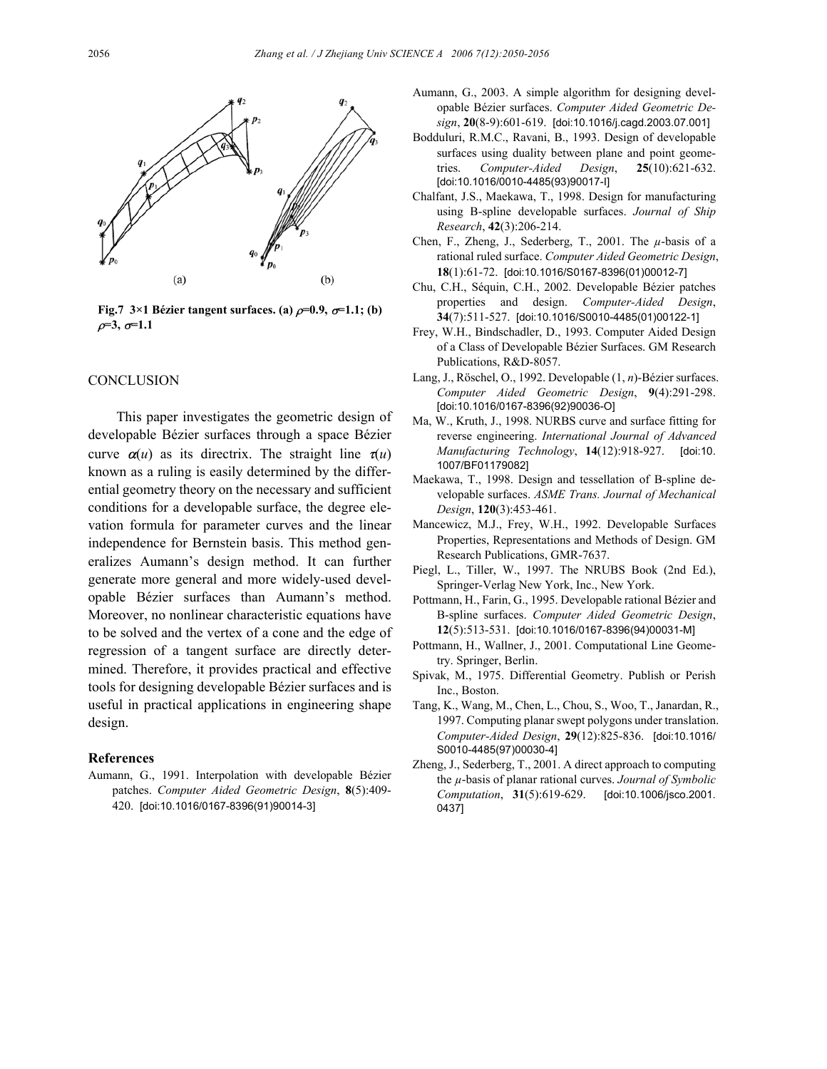Fig.7 3×1 Bézier tangent surfaces. (a) $\rho$=0.9, $\sigma$=1.1; (b) $\rho$=3, $\sigma$=1.1

## CONCLUSION

This paper investigates the geometric design of developable Bézier surfaces through a space Bézier curve $\alpha(u)$ as its directrix. The straight line $\tau(u)$ known as a ruling is easily determined by the differential geometry theory on the necessary and sufficient conditions for a developable surface, the degree elevation formula for parameter curves and the linear independence for Bernstein basis. This method generalizes Aumann's design method. It can further generate more general and more widely-used developable Bézier surfaces than Aumann's method. Moreover, no nonlinear characteristic equations have to be solved and the vertex of a cone and the edge of regression of a tangent surface are directly determined. Therefore, it provides practical and effective tools for designing developable Bézier surfaces and is useful in practical applications in engineering shape design.

## References

Aumann, G., 1991. Interpolation with developable Bézier patches. *Computer Aided Geometric Design*, **8**(5):409-420. [doi:10.1016/0167-8396(91)90014-3]

Aumann, G., 2003. A simple algorithm for designing developable Bézier surfaces. *Computer Aided Geometric Design*, **20**(8-9):601-619. [doi:10.1016/j.cagd.2003.07.001]

Bodduluri, R.M.C., Ravani, B., 1993. Design of developable surfaces using duality between plane and point geometries. *Computer-Aided Design*, **25**(10):621-632. [doi:10.1016/0010-4485(93)90017-I]

Chalfant, J.S., Maekawa, T., 1998. Design for manufacturing using B-spline developable surfaces. *Journal of Ship Research*, **42**(3):206-214.

Chen, F., Zheng, J., Sederberg, T., 2001. The $\mu$-basis of a rational ruled surface. *Computer Aided Geometric Design*, **18**(1):61-72. [doi:10.1016/S0167-8396(01)00012-7]

Chu, C.H., Séquin, C.H., 2002. Developable Bézier patches properties and design. *Computer-Aided Design*, **34**(7):511-527. [doi:10.1016/S0010-4485(01)00122-1]

Frey, W.H., Bindschadler, D., 1993. Computer Aided Design of a Class of Developable Bézier Surfaces. GM Research Publications, R&D-8057.

Lang, J., Röschel, O., 1992. Developable (1, *n*)-Bézier surfaces. *Computer Aided Geometric Design*, **9**(4):291-298. [doi:10.1016/0167-8396(92)90036-O]

Ma, W., Kruth, J., 1998. NURBS curve and surface fitting for reverse engineering. *International Journal of Advanced Manufacturing Technology*, **14**(12):918-927. [doi:10.1007/BF01179082]

Maekawa, T., 1998. Design and tessellation of B-spline developable surfaces. *ASME Trans. Journal of Mechanical Design*, **120**(3):453-461.

Mancewicz, M.J., Frey, W.H., 1992. Developable Surfaces Properties, Representations and Methods of Design. GM Research Publications, GMR-7637.

Piegl, L., Tiller, W., 1997. The NRUBS Book (2nd Ed.), Springer-Verlag New York, Inc., New York.

Pottmann, H., Farin, G., 1995. Developable rational Bézier and B-spline surfaces. *Computer Aided Geometric Design*, **12**(5):513-531. [doi:10.1016/0167-8396(94)00031-M]

Pottmann, H., Wallner, J., 2001. Computational Line Geometry. Springer, Berlin.

Spivak, M., 1975. Differential Geometry. Publish or Perish Inc., Boston.

Tang, K., Wang, M., Chen, L., Chou, S., Woo, T., Janardan, R., 1997. Computing planar swept polygons under translation. *Computer-Aided Design*, **29**(12):825-836. [doi:10.1016/S0010-4485(97)00030-4]

Zheng, J., Sederberg, T., 2001. A direct approach to computing the $\mu$-basis of planar rational curves. *Journal of Symbolic Computation*, **31**(5):619-629. [doi:10.1006/jsco.2001.0437]